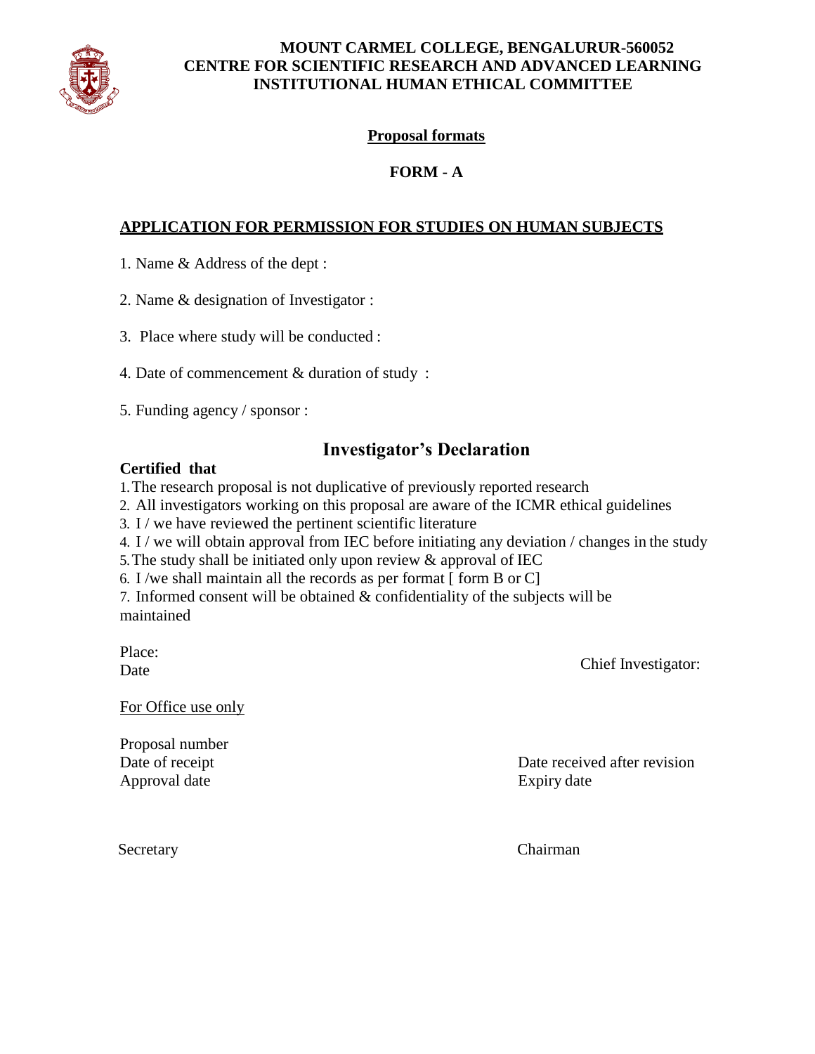**MOUNT CARMEL COLLEGE, BENGALURUR-560052**
**CENTRE FOR SCIENTIFIC RESEARCH AND ADVANCED LEARNING**
**INSTITUTIONAL HUMAN ETHICAL COMMITTEE**

**Proposal formats**

**FORM - A**

**APPLICATION FOR PERMISSION FOR STUDIES ON HUMAN SUBJECTS**

1. Name & Address of the dept :

2. Name & designation of Investigator :

3. Place where study will be conducted :

4. Date of commencement & duration of study :

5. Funding agency / sponsor :

## Investigator's Declaration

**Certified that**

1. The research proposal is not duplicative of previously reported research
2. All investigators working on this proposal are aware of the ICMR ethical guidelines
3. I / we have reviewed the pertinent scientific literature
4. I / we will obtain approval from IEC before initiating any deviation / changes in the study
5. The study shall be initiated only upon review & approval of IEC
6. I /we shall maintain all the records as per format [ form B or C]
7. Informed consent will be obtained & confidentiality of the subjects will be maintained

Place:
Date

Chief Investigator:

For Office use only

Proposal number
Date of receipt
Approval date

Date received after revision
Expiry date

Secretary

Chairman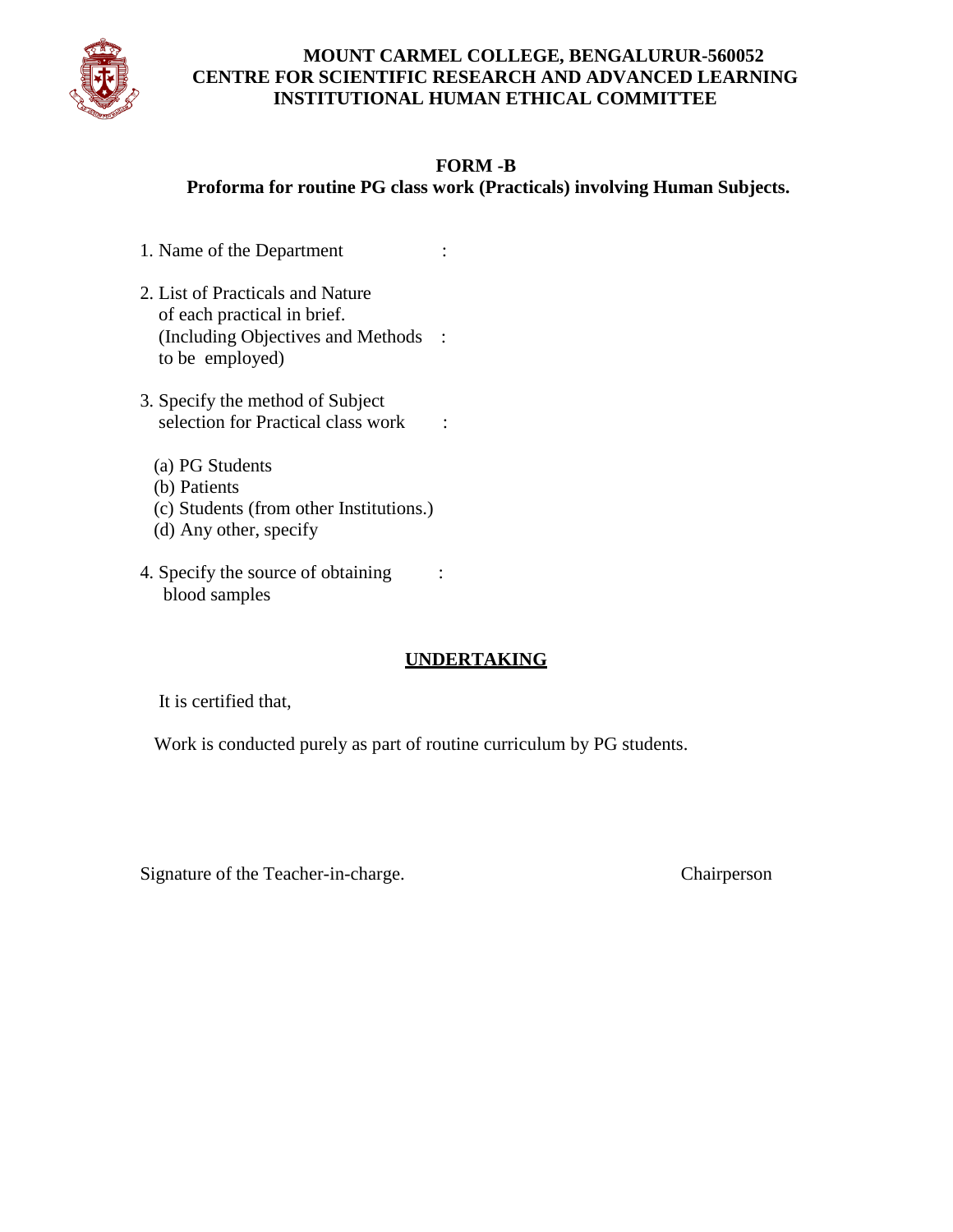**MOUNT CARMEL COLLEGE, BENGALURUR-560052**
**CENTRE FOR SCIENTIFIC RESEARCH AND ADVANCED LEARNING**
**INSTITUTIONAL HUMAN ETHICAL COMMITTEE**

**FORM -B**
**Proforma for routine PG class work (Practicals) involving Human Subjects.**

1. Name of the Department :

2. List of Practicals and Nature of each practical in brief. (Including Objectives and Methods to be employed) :

3. Specify the method of Subject selection for Practical class work :

   (a) PG Students
   (b) Patients
   (c) Students (from other Institutions.)
   (d) Any other, specify

4. Specify the source of obtaining blood samples :

**UNDERTAKING**

It is certified that,

Work is conducted purely as part of routine curriculum by PG students.

Signature of the Teacher-in-charge.                                        Chairperson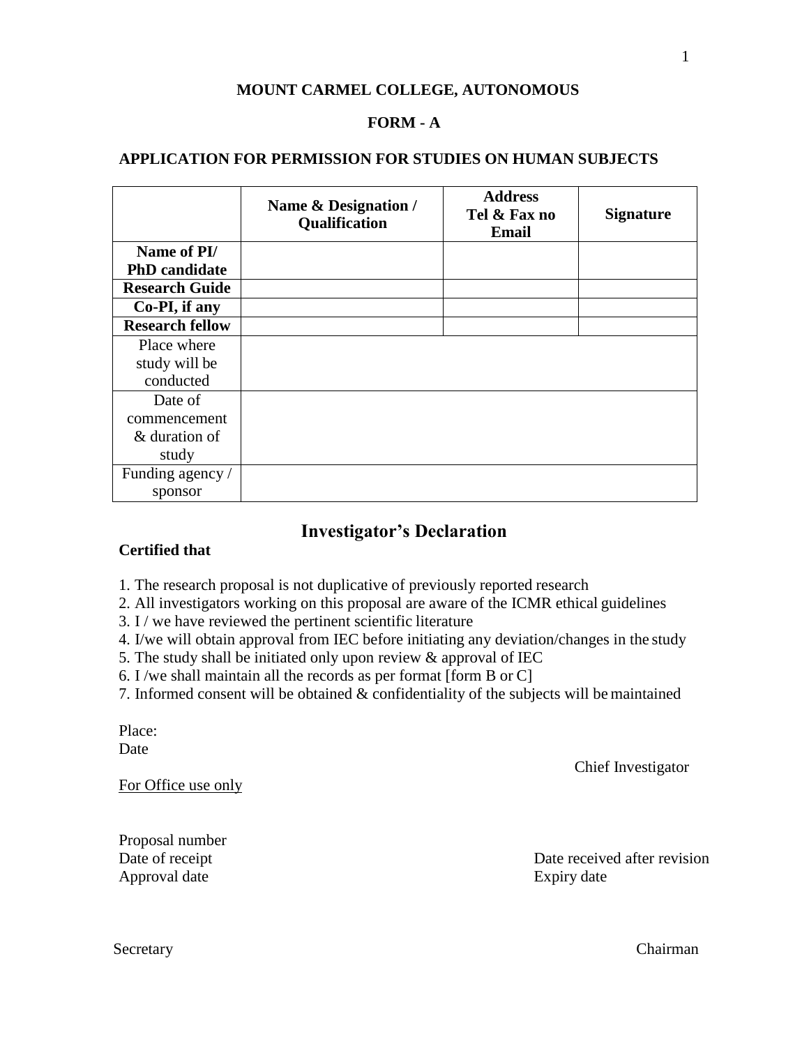**MOUNT CARMEL COLLEGE, AUTONOMOUS**

**FORM - A**

**APPLICATION FOR PERMISSION FOR STUDIES ON HUMAN SUBJECTS**

| | **Name & Designation / Qualification** | **Address Tel & Fax no Email** | **Signature** |
|---|---|---|---|
| **Name of PI/ PhD candidate** | | | |
| **Research Guide** | | | |
| **Co-PI, if any** | | | |
| **Research fellow** | | | |
| Place where study will be conducted | | | |
| Date of commencement & duration of study | | | |
| Funding agency / sponsor | | | |

## Investigator's Declaration

**Certified that**

1. The research proposal is not duplicative of previously reported research
2. All investigators working on this proposal are aware of the ICMR ethical guidelines
3. I / we have reviewed the pertinent scientific literature
4. I/we will obtain approval from IEC before initiating any deviation/changes in the study
5. The study shall be initiated only upon review & approval of IEC
6. I /we shall maintain all the records as per format [form B or C]
7. Informed consent will be obtained & confidentiality of the subjects will be maintained

Place:
Date

Chief Investigator

For Office use only

Proposal number
Date of receipt
Approval date

Date received after revision
Expiry date

Secretary

Chairman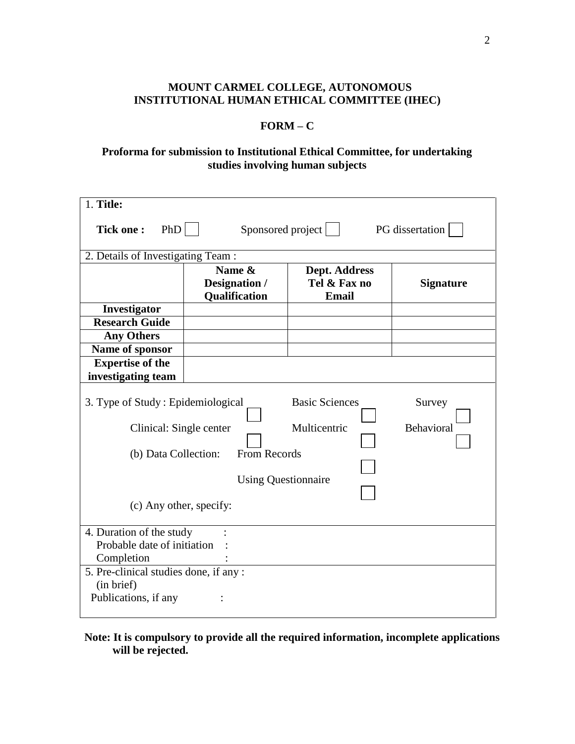**MOUNT CARMEL COLLEGE, AUTONOMOUS**
**INSTITUTIONAL HUMAN ETHICAL COMMITTEE (IHEC)**

**FORM – C**

**Proforma for submission to Institutional Ethical Committee, for undertaking studies involving human subjects**

1. **Title:**

**Tick one :** PHD ☐ Sponsored project ☐ PG dissertation ☐

2. Details of Investigating Team :

| | Name & Designation / Qualification | Dept. Address Tel & Fax no Email | Signature |
|---|---|---|---|
| **Investigator** | | | |
| **Research Guide** | | | |
| **Any Others** | | | |
| **Name of sponsor** | | | |
| **Expertise of the investigating team** | | | |

3. Type of Study : Epidemiological ☐ Basic Sciences ☐ Survey ☐

Clinical: Single center ☐ Multicentric ☐ Behavioral ☐

(b) Data Collection: From Records ☐

Using Questionnaire ☐

(c) Any other, specify:

4. Duration of the study :
Probable date of initiation :
Completion :

5. Pre-clinical studies done, if any :
(in brief)
Publications, if any :

**Note: It is compulsory to provide all the required information, incomplete applications will be rejected.**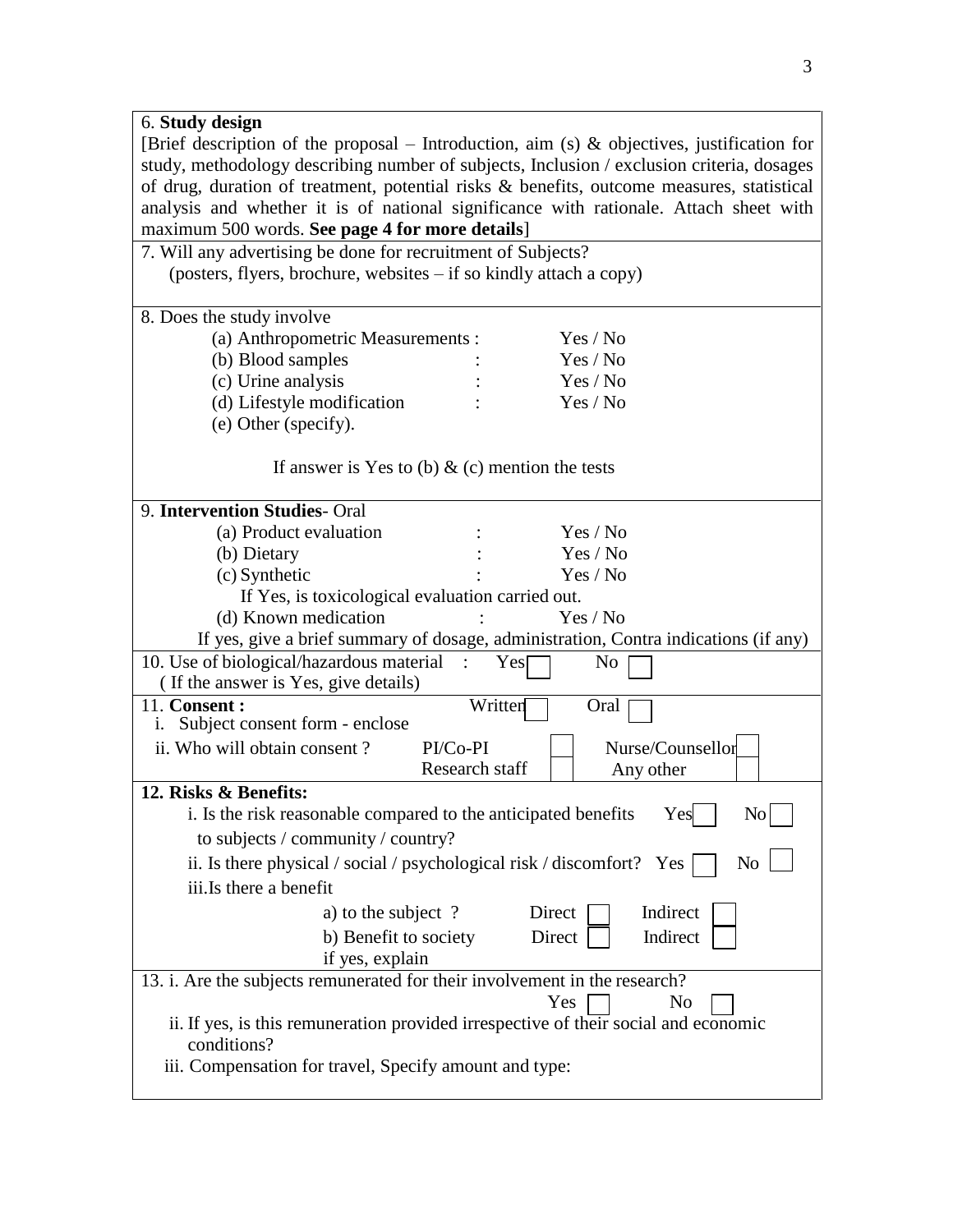6. **Study design**

[Brief description of the proposal – Introduction, aim (s) & objectives, justification for study, methodology describing number of subjects, Inclusion / exclusion criteria, dosages of drug, duration of treatment, potential risks & benefits, outcome measures, statistical analysis and whether it is of national significance with rationale. Attach sheet with maximum 500 words. **See page 4 for more details**]

7. Will any advertising be done for recruitment of Subjects?
(posters, flyers, brochure, websites – if so kindly attach a copy)

8. Does the study involve

| | | |
|---|---|---|
| (a) Anthropometric Measurements | : | Yes / No |
| (b) Blood samples | : | Yes / No |
| (c) Urine analysis | : | Yes / No |
| (d) Lifestyle modification | : | Yes / No |
| (e) Other (specify). | | |

If answer is Yes to (b) & (c) mention the tests

9. **Intervention Studies**- Oral

| | | |
|---|---|---|
| (a) Product evaluation | : | Yes / No |
| (b) Dietary | : | Yes / No |
| (c) Synthetic | : | Yes / No |

If Yes, is toxicological evaluation carried out.

| | | |
|---|---|---|
| (d) Known medication | : | Yes / No |

If yes, give a brief summary of dosage, administration, Contra indications (if any)

10. Use of biological/hazardous material : Yes ☐ No ☐
(If the answer is Yes, give details)

11. **Consent :** Written ☐ Oral ☐

i. Subject consent form - enclose

ii. Who will obtain consent ? PI/Co-PI ☐ Nurse/Counsellor ☐
Research staff ☐ Any other ☐

**12. Risks & Benefits:**

i. Is the risk reasonable compared to the anticipated benefits to subjects / community / country? Yes ☐ No ☐

ii. Is there physical / social / psychological risk / discomfort? Yes ☐ No ☐

iii. Is there a benefit

a) to the subject ? Direct ☐ Indirect ☐

b) Benefit to society Direct ☐ Indirect ☐

if yes, explain

13. i. Are the subjects remunerated for their involvement in the research?
Yes ☐ No ☐

ii. If yes, is this remuneration provided irrespective of their social and economic conditions?

iii. Compensation for travel, Specify amount and type: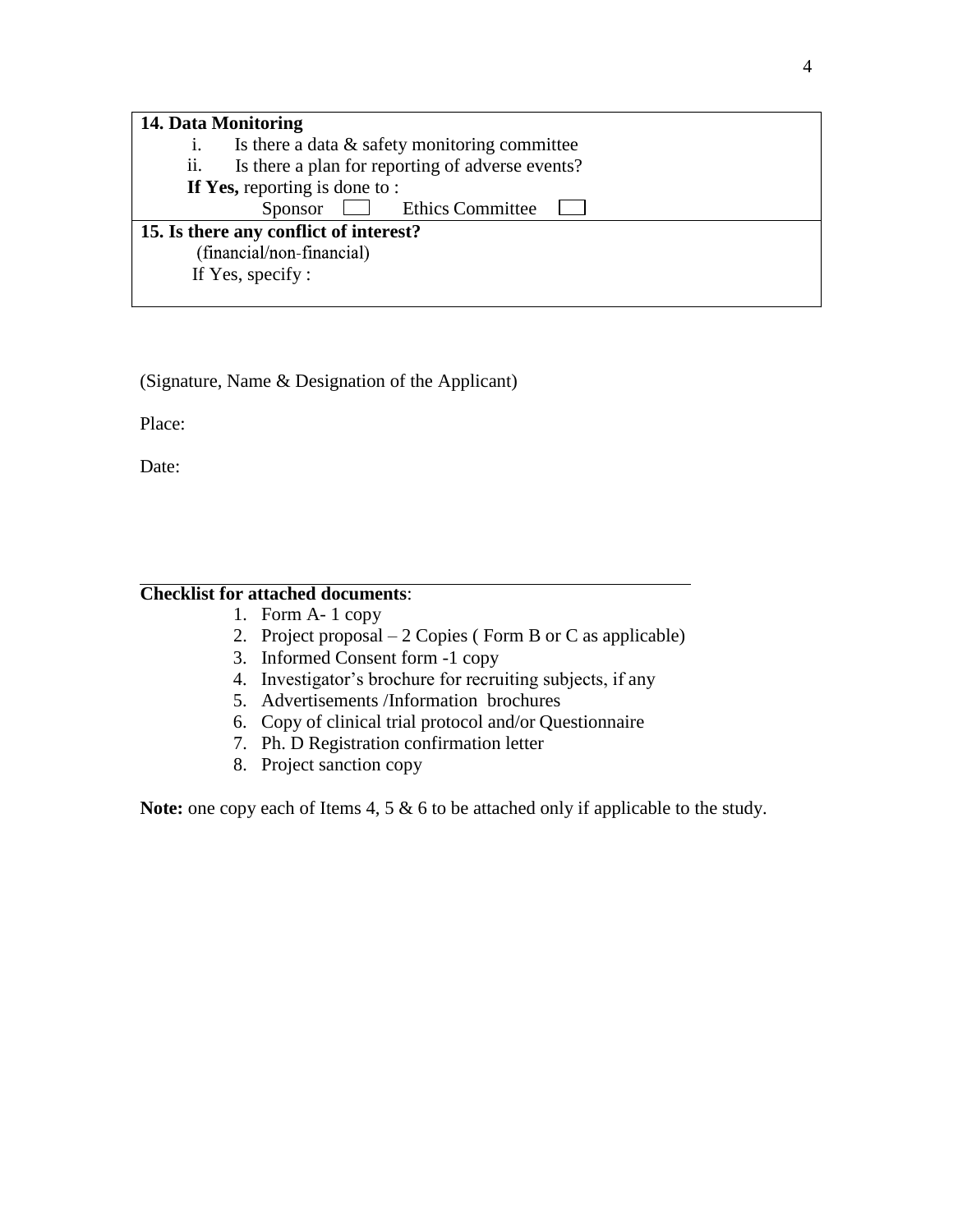**14. Data Monitoring**

- i. Is there a data & safety monitoring committee
- ii. Is there a plan for reporting of adverse events?

**If Yes,** reporting is done to :

Sponsor ☐ Ethics Committee ☐

**15. Is there any conflict of interest?**

(financial/non-financial)

If Yes, specify :

(Signature, Name & Designation of the Applicant)

Place:

Date:

**Checklist for attached documents**:

1. Form A- 1 copy
2. Project proposal – 2 Copies ( Form B or C as applicable)
3. Informed Consent form -1 copy
4. Investigator's brochure for recruiting subjects, if any
5. Advertisements /Information brochures
6. Copy of clinical trial protocol and/or Questionnaire
7. Ph. D Registration confirmation letter
8. Project sanction copy

**Note:** one copy each of Items 4, 5 & 6 to be attached only if applicable to the study.